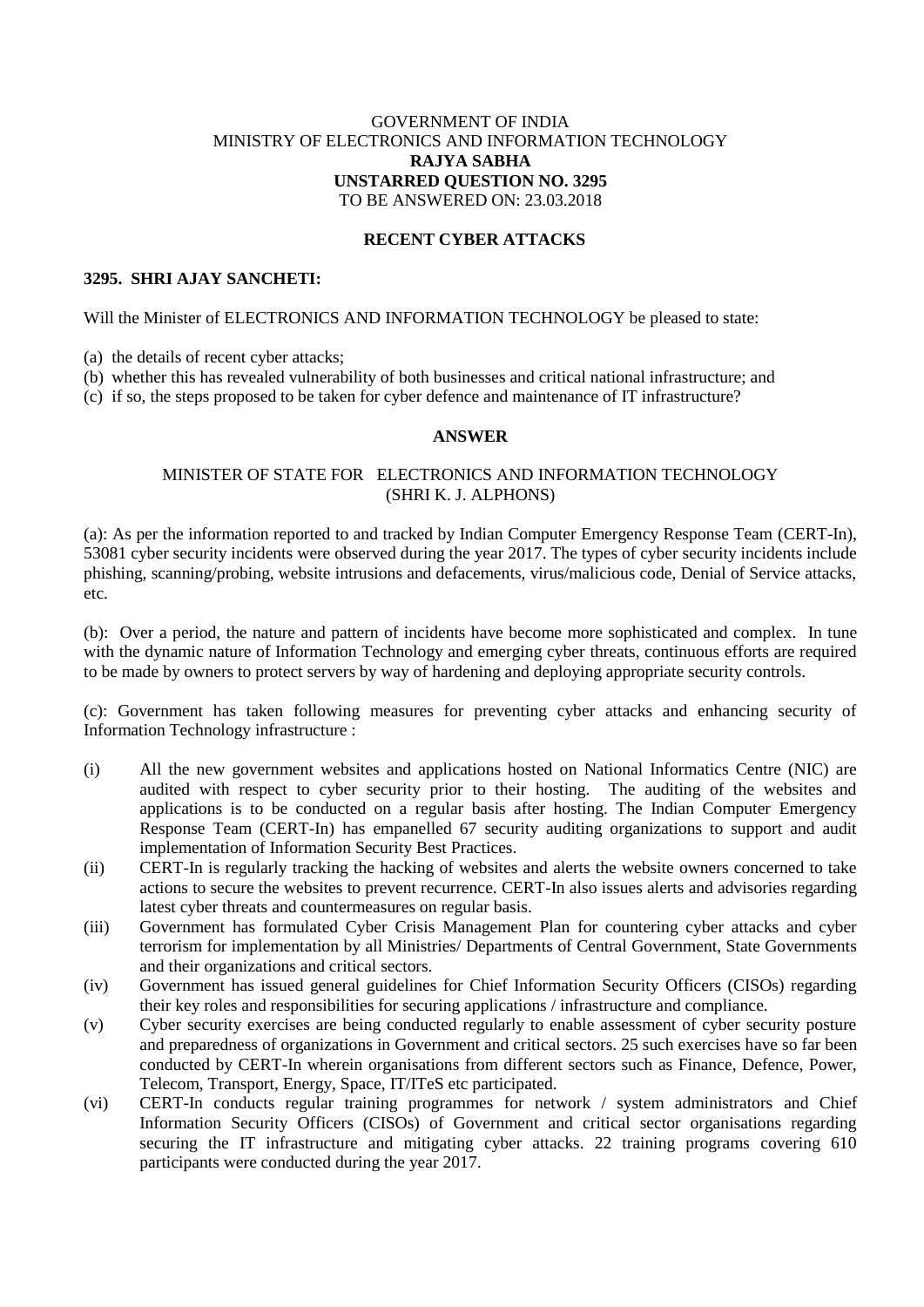GOVERNMENT OF INDIA
MINISTRY OF ELECTRONICS AND INFORMATION TECHNOLOGY
**RAJYA SABHA**
**UNSTARRED QUESTION NO. 3295**
TO BE ANSWERED ON: 23.03.2018

**RECENT CYBER ATTACKS**

**3295. SHRI AJAY SANCHETI:**

Will the Minister of ELECTRONICS AND INFORMATION TECHNOLOGY be pleased to state:

(a) the details of recent cyber attacks;
(b) whether this has revealed vulnerability of both businesses and critical national infrastructure; and
(c) if so, the steps proposed to be taken for cyber defence and maintenance of IT infrastructure?

**ANSWER**

MINISTER OF STATE FOR ELECTRONICS AND INFORMATION TECHNOLOGY
(SHRI K. J. ALPHONS)

(a): As per the information reported to and tracked by Indian Computer Emergency Response Team (CERT-In), 53081 cyber security incidents were observed during the year 2017. The types of cyber security incidents include phishing, scanning/probing, website intrusions and defacements, virus/malicious code, Denial of Service attacks, etc.

(b): Over a period, the nature and pattern of incidents have become more sophisticated and complex. In tune with the dynamic nature of Information Technology and emerging cyber threats, continuous efforts are required to be made by owners to protect servers by way of hardening and deploying appropriate security controls.

(c): Government has taken following measures for preventing cyber attacks and enhancing security of Information Technology infrastructure :

(i) All the new government websites and applications hosted on National Informatics Centre (NIC) are audited with respect to cyber security prior to their hosting. The auditing of the websites and applications is to be conducted on a regular basis after hosting. The Indian Computer Emergency Response Team (CERT-In) has empanelled 67 security auditing organizations to support and audit implementation of Information Security Best Practices.

(ii) CERT-In is regularly tracking the hacking of websites and alerts the website owners concerned to take actions to secure the websites to prevent recurrence. CERT-In also issues alerts and advisories regarding latest cyber threats and countermeasures on regular basis.

(iii) Government has formulated Cyber Crisis Management Plan for countering cyber attacks and cyber terrorism for implementation by all Ministries/ Departments of Central Government, State Governments and their organizations and critical sectors.

(iv) Government has issued general guidelines for Chief Information Security Officers (CISOs) regarding their key roles and responsibilities for securing applications / infrastructure and compliance.

(v) Cyber security exercises are being conducted regularly to enable assessment of cyber security posture and preparedness of organizations in Government and critical sectors. 25 such exercises have so far been conducted by CERT-In wherein organisations from different sectors such as Finance, Defence, Power, Telecom, Transport, Energy, Space, IT/ITeS etc participated.

(vi) CERT-In conducts regular training programmes for network / system administrators and Chief Information Security Officers (CISOs) of Government and critical sector organisations regarding securing the IT infrastructure and mitigating cyber attacks. 22 training programs covering 610 participants were conducted during the year 2017.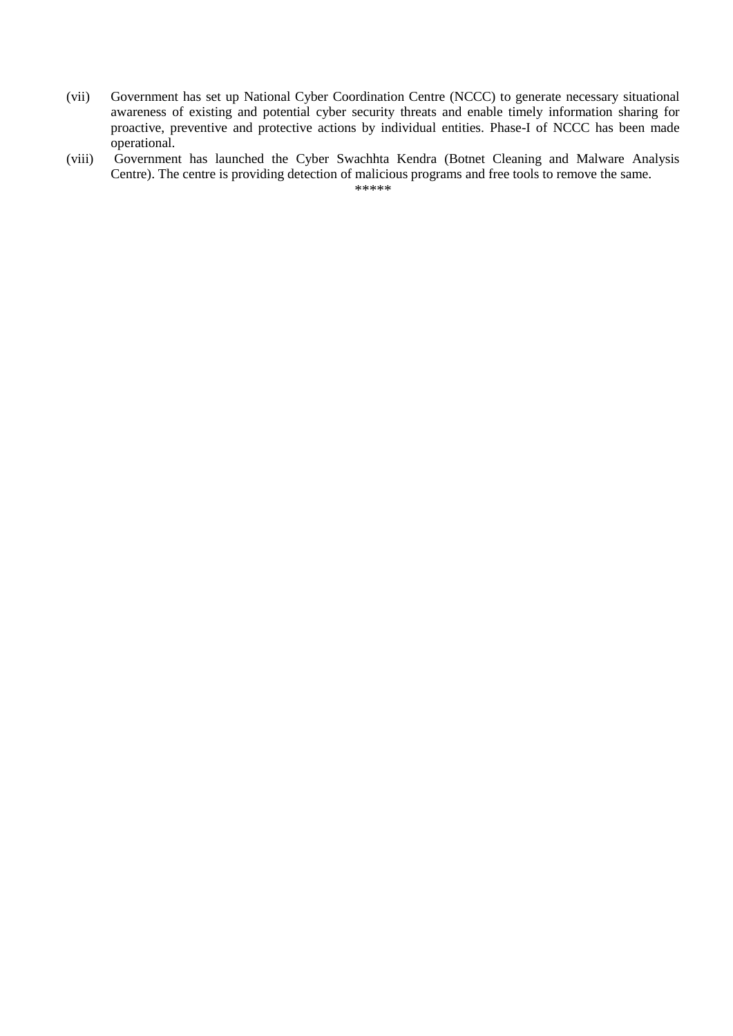(vii) Government has set up National Cyber Coordination Centre (NCCC) to generate necessary situational awareness of existing and potential cyber security threats and enable timely information sharing for proactive, preventive and protective actions by individual entities. Phase-I of NCCC has been made operational.

(viii) Government has launched the Cyber Swachhta Kendra (Botnet Cleaning and Malware Analysis Centre). The centre is providing detection of malicious programs and free tools to remove the same.

*****